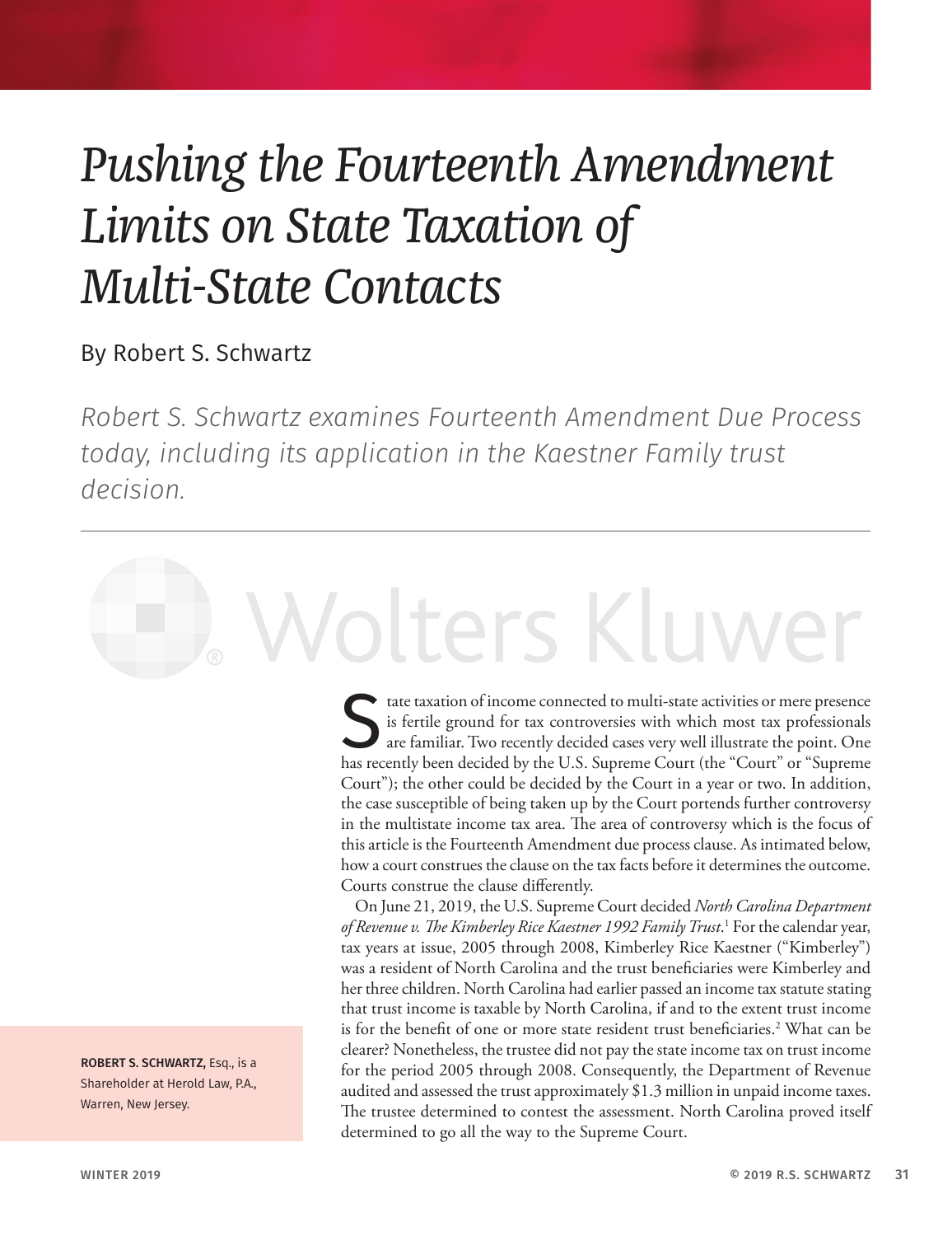# *Pushing the Fourteenth Amendment Limits on State Taxation of Multi-State Contacts*

By Robert S. Schwartz

*Robert S. Schwartz examines Fourteenth Amendment Due Process today, including its application in the Kaestner Family trust decision.*

---

**ROBERT S. SCHWARTZ,** Esq., is a Shareholder at Herold Law, P.A., Warren, New Jersey.

State taxation of income connected to multi-state activities or mere presence is fertile ground for tax controversies with which most tax professionals are familiar. Two recently decided cases very well illustrate the point. One has recently been decided by the U.S. Supreme Court (the "Court" or "Supreme Court"); the other could be decided by the Court in a year or two. In addition, the case susceptible of being taken up by the Court portends further controversy in the multistate income tax area. The area of controversy which is the focus of this article is the Fourteenth Amendment due process clause. As intimated below, how a court construes the clause on the tax facts before it determines the outcome. Courts construe the clause differently.

On June 21, 2019, the U.S. Supreme Court decided *North Carolina Department of Revenue v. The Kimberley Rice Kaestner 1992 Family Trust*.[1] For the calendar year, tax years at issue, 2005 through 2008, Kimberley Rice Kaestner ("Kimberley") was a resident of North Carolina and the trust beneficiaries were Kimberley and her three children. North Carolina had earlier passed an income tax statute stating that trust income is taxable by North Carolina, if and to the extent trust income is for the benefit of one or more state resident trust beneficiaries.[2] What can be clearer? Nonetheless, the trustee did not pay the state income tax on trust income for the period 2005 through 2008. Consequently, the Department of Revenue audited and assessed the trust approximately $1.3 million in unpaid income taxes. The trustee determined to contest the assessment. North Carolina proved itself determined to go all the way to the Supreme Court.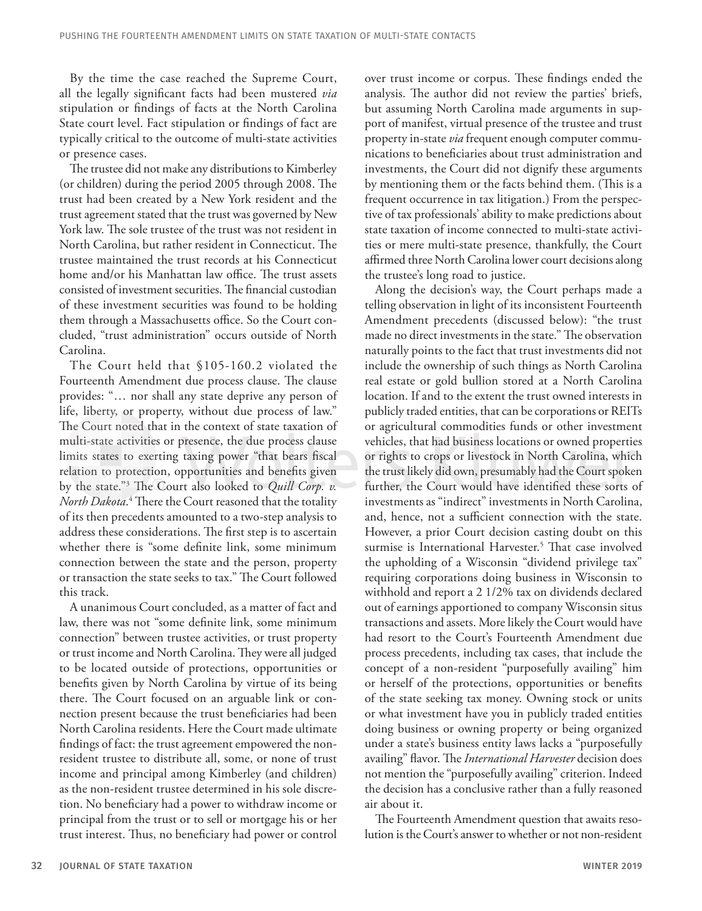By the time the case reached the Supreme Court, all the legally significant facts had been mustered *via* stipulation or findings of facts at the North Carolina State court level. Fact stipulation or findings of fact are typically critical to the outcome of multi-state activities or presence cases.

The trustee did not make any distributions to Kimberley (or children) during the period 2005 through 2008. The trust had been created by a New York resident and the trust agreement stated that the trust was governed by New York law. The sole trustee of the trust was not resident in North Carolina, but rather resident in Connecticut. The trustee maintained the trust records at his Connecticut home and/or his Manhattan law office. The trust assets consisted of investment securities. The financial custodian of these investment securities was found to be holding them through a Massachusetts office. So the Court concluded, "trust administration" occurs outside of North Carolina.

The Court held that §105-160.2 violated the Fourteenth Amendment due process clause. The clause provides: "… nor shall any state deprive any person of life, liberty, or property, without due process of law." The Court noted that in the context of state taxation of multi-state activities or presence, the due process clause limits states to exerting taxing power "that bears fiscal relation to protection, opportunities and benefits given by the state."[3] The Court also looked to *Quill Corp. v. North Dakota*.[4] There the Court reasoned that the totality of its then precedents amounted to a two-step analysis to address these considerations. The first step is to ascertain whether there is "some definite link, some minimum connection between the state and the person, property or transaction the state seeks to tax." The Court followed this track.

A unanimous Court concluded, as a matter of fact and law, there was not "some definite link, some minimum connection" between trustee activities, or trust property or trust income and North Carolina. They were all judged to be located outside of protections, opportunities or benefits given by North Carolina by virtue of its being there. The Court focused on an arguable link or connection present because the trust beneficiaries had been North Carolina residents. Here the Court made ultimate findings of fact: the trust agreement empowered the non-resident trustee to distribute all, some, or none of trust income and principal among Kimberley (and children) as the non-resident trustee determined in his sole discretion. No beneficiary had a power to withdraw income or principal from the trust or to sell or mortgage his or her trust interest. Thus, no beneficiary had power or control over trust income or corpus. These findings ended the analysis. The author did not review the parties' briefs, but assuming North Carolina made arguments in support of manifest, virtual presence of the trustee and trust property in-state *via* frequent enough computer communications to beneficiaries about trust administration and investments, the Court did not dignify these arguments by mentioning them or the facts behind them. (This is a frequent occurrence in tax litigation.) From the perspective of tax professionals' ability to make predictions about state taxation of income connected to multi-state activities or mere multi-state presence, thankfully, the Court affirmed three North Carolina lower court decisions along the trustee's long road to justice.

Along the decision's way, the Court perhaps made a telling observation in light of its inconsistent Fourteenth Amendment precedents (discussed below): "the trust made no direct investments in the state." The observation naturally points to the fact that trust investments did not include the ownership of such things as North Carolina real estate or gold bullion stored at a North Carolina location. If and to the extent the trust owned interests in publicly traded entities, that can be corporations or REITs or agricultural commodities funds or other investment vehicles, that had business locations or owned properties or rights to crops or livestock in North Carolina, which the trust likely did own, presumably had the Court spoken further, the Court would have identified these sorts of investments as "indirect" investments in North Carolina, and, hence, not a sufficient connection with the state. However, a prior Court decision casting doubt on this surmise is International Harvester.[5] That case involved the upholding of a Wisconsin "dividend privilege tax" requiring corporations doing business in Wisconsin to withhold and report a 2 1/2% tax on dividends declared out of earnings apportioned to company Wisconsin situs transactions and assets. More likely the Court would have had resort to the Court's Fourteenth Amendment due process precedents, including tax cases, that include the concept of a non-resident "purposefully availing" him or herself of the protections, opportunities or benefits of the state seeking tax money. Owning stock or units or what investment have you in publicly traded entities doing business or owning property or being organized under a state's business entity laws lacks a "purposefully availing" flavor. The *International Harvester* decision does not mention the "purposefully availing" criterion. Indeed the decision has a conclusive rather than a fully reasoned air about it.

The Fourteenth Amendment question that awaits resolution is the Court's answer to whether or not non-resident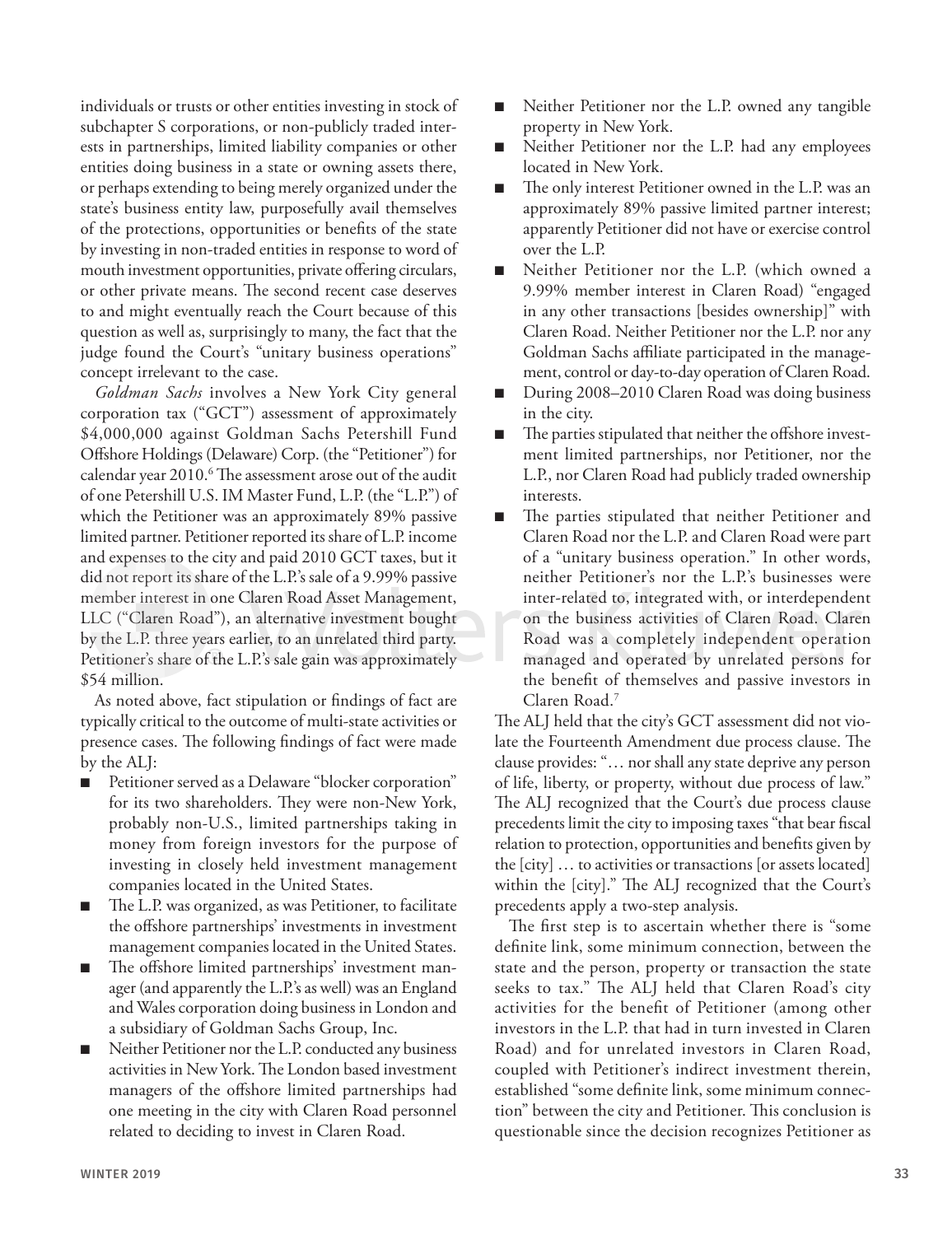individuals or trusts or other entities investing in stock of subchapter S corporations, or non-publicly traded interests in partnerships, limited liability companies or other entities doing business in a state or owning assets there, or perhaps extending to being merely organized under the state's business entity law, purposefully avail themselves of the protections, opportunities or benefits of the state by investing in non-traded entities in response to word of mouth investment opportunities, private offering circulars, or other private means. The second recent case deserves to and might eventually reach the Court because of this question as well as, surprisingly to many, the fact that the judge found the Court's "unitary business operations" concept irrelevant to the case.

*Goldman Sachs* involves a New York City general corporation tax ("GCT") assessment of approximately $4,000,000 against Goldman Sachs Petershill Fund Offshore Holdings (Delaware) Corp. (the "Petitioner") for calendar year 2010.[6] The assessment arose out of the audit of one Petershill U.S. IM Master Fund, L.P. (the "L.P.") of which the Petitioner was an approximately 89% passive limited partner. Petitioner reported its share of L.P. income and expenses to the city and paid 2010 GCT taxes, but it did not report its share of the L.P.'s sale of a 9.99% passive member interest in one Claren Road Asset Management, LLC ("Claren Road"), an alternative investment bought by the L.P. three years earlier, to an unrelated third party. Petitioner's share of the L.P.'s sale gain was approximately $54 million.

As noted above, fact stipulation or findings of fact are typically critical to the outcome of multi-state activities or presence cases. The following findings of fact were made by the ALJ:

- Petitioner served as a Delaware "blocker corporation" for its two shareholders. They were non-New York, probably non-U.S., limited partnerships taking in money from foreign investors for the purpose of investing in closely held investment management companies located in the United States.
- The L.P. was organized, as was Petitioner, to facilitate the offshore partnerships' investments in investment management companies located in the United States.
- The offshore limited partnerships' investment manager (and apparently the L.P.'s as well) was an England and Wales corporation doing business in London and a subsidiary of Goldman Sachs Group, Inc.
- Neither Petitioner nor the L.P. conducted any business activities in New York. The London based investment managers of the offshore limited partnerships had one meeting in the city with Claren Road personnel related to deciding to invest in Claren Road.
- Neither Petitioner nor the L.P. owned any tangible property in New York.
- Neither Petitioner nor the L.P. had any employees located in New York.
- The only interest Petitioner owned in the L.P. was an approximately 89% passive limited partner interest; apparently Petitioner did not have or exercise control over the L.P.
- Neither Petitioner nor the L.P. (which owned a 9.99% member interest in Claren Road) "engaged in any other transactions [besides ownership]" with Claren Road. Neither Petitioner nor the L.P. nor any Goldman Sachs affiliate participated in the management, control or day-to-day operation of Claren Road.
- During 2008–2010 Claren Road was doing business in the city.
- The parties stipulated that neither the offshore investment limited partnerships, nor Petitioner, nor the L.P., nor Claren Road had publicly traded ownership interests.
- The parties stipulated that neither Petitioner and Claren Road nor the L.P. and Claren Road were part of a "unitary business operation." In other words, neither Petitioner's nor the L.P.'s businesses were inter-related to, integrated with, or interdependent on the business activities of Claren Road. Claren Road was a completely independent operation managed and operated by unrelated persons for the benefit of themselves and passive investors in Claren Road.[7]

The ALJ held that the city's GCT assessment did not violate the Fourteenth Amendment due process clause. The clause provides: "… nor shall any state deprive any person of life, liberty, or property, without due process of law." The ALJ recognized that the Court's due process clause precedents limit the city to imposing taxes "that bear fiscal relation to protection, opportunities and benefits given by the [city] … to activities or transactions [or assets located] within the [city]." The ALJ recognized that the Court's precedents apply a two-step analysis.

The first step is to ascertain whether there is "some definite link, some minimum connection, between the state and the person, property or transaction the state seeks to tax." The ALJ held that Claren Road's city activities for the benefit of Petitioner (among other investors in the L.P. that had in turn invested in Claren Road) and for unrelated investors in Claren Road, coupled with Petitioner's indirect investment therein, established "some definite link, some minimum connection" between the city and Petitioner. This conclusion is questionable since the decision recognizes Petitioner as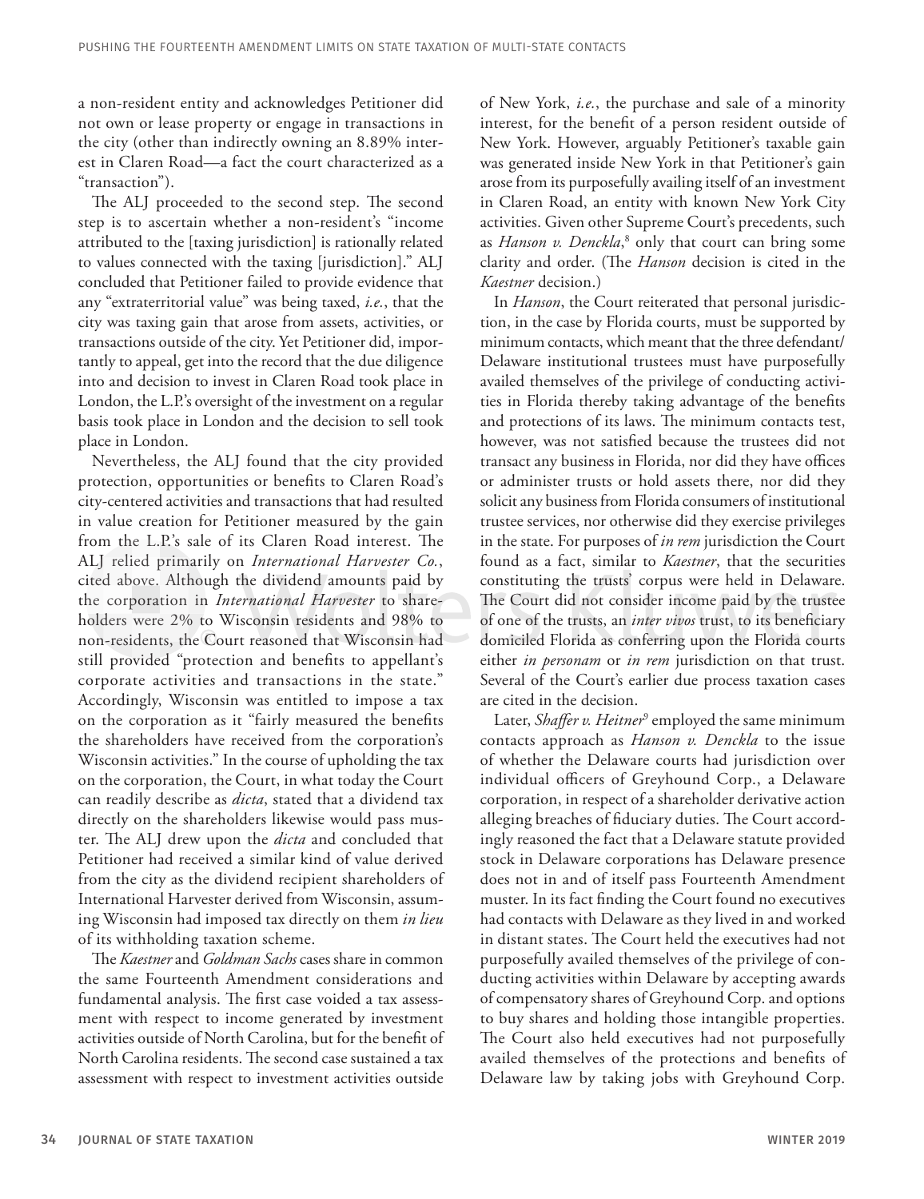a non-resident entity and acknowledges Petitioner did not own or lease property or engage in transactions in the city (other than indirectly owning an 8.89% interest in Claren Road—a fact the court characterized as a "transaction").

The ALJ proceeded to the second step. The second step is to ascertain whether a non-resident's "income attributed to the [taxing jurisdiction] is rationally related to values connected with the taxing [jurisdiction]." ALJ concluded that Petitioner failed to provide evidence that any "extraterritorial value" was being taxed, *i.e.*, that the city was taxing gain that arose from assets, activities, or transactions outside of the city. Yet Petitioner did, importantly to appeal, get into the record that the due diligence into and decision to invest in Claren Road took place in London, the L.P.'s oversight of the investment on a regular basis took place in London and the decision to sell took place in London.

Nevertheless, the ALJ found that the city provided protection, opportunities or benefits to Claren Road's city-centered activities and transactions that had resulted in value creation for Petitioner measured by the gain from the L.P.'s sale of its Claren Road interest. The ALJ relied primarily on *International Harvester Co.*, cited above. Although the dividend amounts paid by the corporation in *International Harvester* to shareholders were 2% to Wisconsin residents and 98% to non-residents, the Court reasoned that Wisconsin had still provided "protection and benefits to appellant's corporate activities and transactions in the state." Accordingly, Wisconsin was entitled to impose a tax on the corporation as it "fairly measured the benefits the shareholders have received from the corporation's Wisconsin activities." In the course of upholding the tax on the corporation, the Court, in what today the Court can readily describe as *dicta*, stated that a dividend tax directly on the shareholders likewise would pass muster. The ALJ drew upon the *dicta* and concluded that Petitioner had received a similar kind of value derived from the city as the dividend recipient shareholders of International Harvester derived from Wisconsin, assuming Wisconsin had imposed tax directly on them *in lieu* of its withholding taxation scheme.

The *Kaestner* and *Goldman Sachs* cases share in common the same Fourteenth Amendment considerations and fundamental analysis. The first case voided a tax assessment with respect to income generated by investment activities outside of North Carolina, but for the benefit of North Carolina residents. The second case sustained a tax assessment with respect to investment activities outside of New York, *i.e.*, the purchase and sale of a minority interest, for the benefit of a person resident outside of New York. However, arguably Petitioner's taxable gain was generated inside New York in that Petitioner's gain arose from its purposefully availing itself of an investment in Claren Road, an entity with known New York City activities. Given other Supreme Court's precedents, such as *Hanson v. Denckla*,[8] only that court can bring some clarity and order. (The *Hanson* decision is cited in the *Kaestner* decision.)

In *Hanson*, the Court reiterated that personal jurisdiction, in the case by Florida courts, must be supported by minimum contacts, which meant that the three defendant/Delaware institutional trustees must have purposefully availed themselves of the privilege of conducting activities in Florida thereby taking advantage of the benefits and protections of its laws. The minimum contacts test, however, was not satisfied because the trustees did not transact any business in Florida, nor did they have offices or administer trusts or hold assets there, nor did they solicit any business from Florida consumers of institutional trustee services, nor otherwise did they exercise privileges in the state. For purposes of *in rem* jurisdiction the Court found as a fact, similar to *Kaestner*, that the securities constituting the trusts' corpus were held in Delaware. The Court did not consider income paid by the trustee of one of the trusts, an *inter vivos* trust, to its beneficiary domiciled Florida as conferring upon the Florida courts either *in personam* or *in rem* jurisdiction on that trust. Several of the Court's earlier due process taxation cases are cited in the decision.

Later, *Shaffer v. Heitner*[9] employed the same minimum contacts approach as *Hanson v. Denckla* to the issue of whether the Delaware courts had jurisdiction over individual officers of Greyhound Corp., a Delaware corporation, in respect of a shareholder derivative action alleging breaches of fiduciary duties. The Court accordingly reasoned the fact that a Delaware statute provided stock in Delaware corporations has Delaware presence does not in and of itself pass Fourteenth Amendment muster. In its fact finding the Court found no executives had contacts with Delaware as they lived in and worked in distant states. The Court held the executives had not purposefully availed themselves of the privilege of conducting activities within Delaware by accepting awards of compensatory shares of Greyhound Corp. and options to buy shares and holding those intangible properties. The Court also held executives had not purposefully availed themselves of the protections and benefits of Delaware law by taking jobs with Greyhound Corp.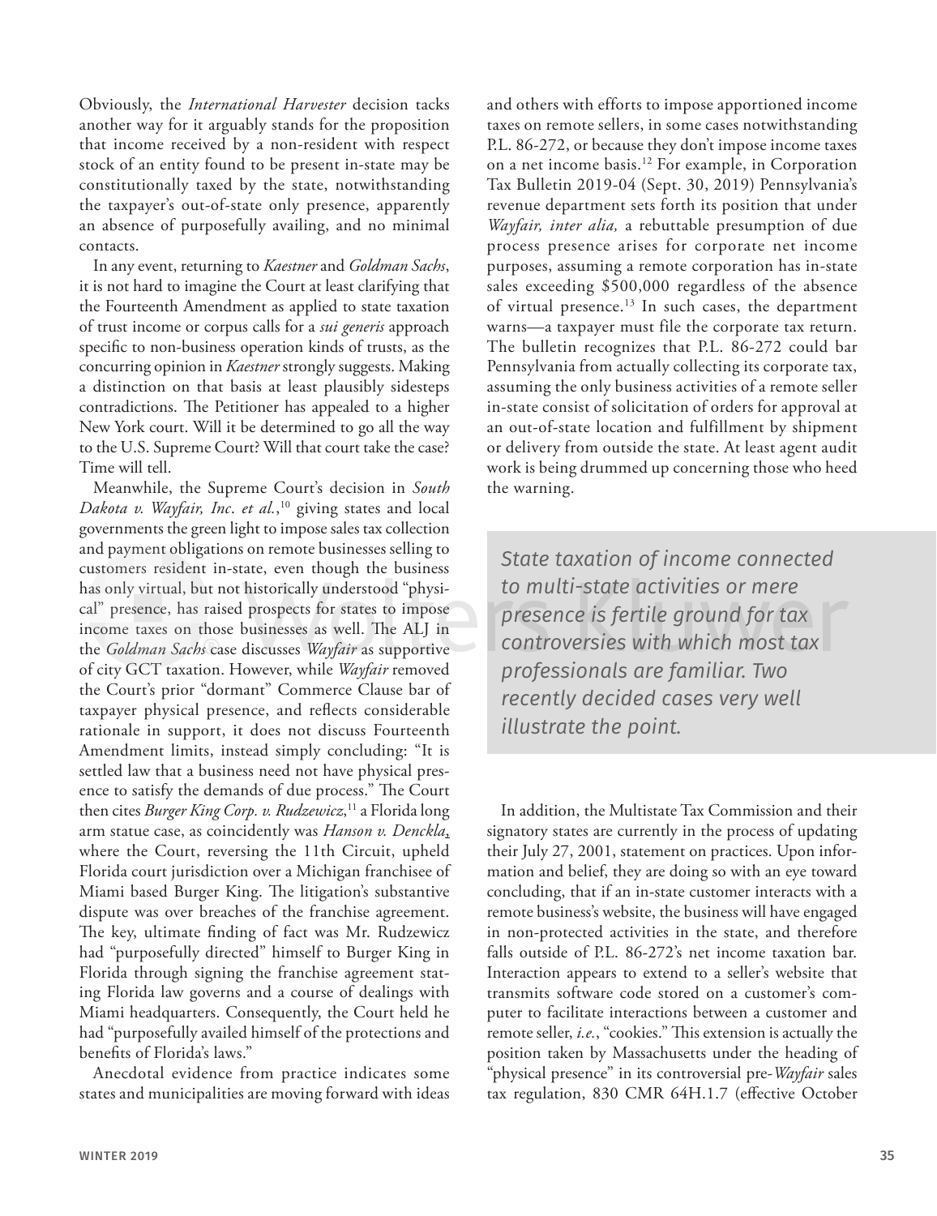Obviously, the *International Harvester* decision tacks another way for it arguably stands for the proposition that income received by a non-resident with respect stock of an entity found to be present in-state may be constitutionally taxed by the state, notwithstanding the taxpayer's out-of-state only presence, apparently an absence of purposefully availing, and no minimal contacts.

In any event, returning to *Kaestner* and *Goldman Sachs*, it is not hard to imagine the Court at least clarifying that the Fourteenth Amendment as applied to state taxation of trust income or corpus calls for a *sui generis* approach specific to non-business operation kinds of trusts, as the concurring opinion in *Kaestner* strongly suggests. Making a distinction on that basis at least plausibly sidesteps contradictions. The Petitioner has appealed to a higher New York court. Will it be determined to go all the way to the U.S. Supreme Court? Will that court take the case? Time will tell.

Meanwhile, the Supreme Court's decision in *South Dakota v. Wayfair, Inc*. *et al.*,[10] giving states and local governments the green light to impose sales tax collection and payment obligations on remote businesses selling to customers resident in-state, even though the business has only virtual, but not historically understood "physical" presence, has raised prospects for states to impose income taxes on those businesses as well. The ALJ in the *Goldman Sachs* case discusses *Wayfair* as supportive of city GCT taxation. However, while *Wayfair* removed the Court's prior "dormant" Commerce Clause bar of taxpayer physical presence, and reflects considerable rationale in support, it does not discuss Fourteenth Amendment limits, instead simply concluding: "It is settled law that a business need not have physical presence to satisfy the demands of due process." The Court then cites *Burger King Corp. v. Rudzewicz*,[11] a Florida long arm statue case, as coincidently was *Hanson v. Denckla*, where the Court, reversing the 11th Circuit, upheld Florida court jurisdiction over a Michigan franchisee of Miami based Burger King. The litigation's substantive dispute was over breaches of the franchise agreement. The key, ultimate finding of fact was Mr. Rudzewicz had "purposefully directed" himself to Burger King in Florida through signing the franchise agreement stating Florida law governs and a course of dealings with Miami headquarters. Consequently, the Court held he had "purposefully availed himself of the protections and benefits of Florida's laws."

Anecdotal evidence from practice indicates some states and municipalities are moving forward with ideas and others with efforts to impose apportioned income taxes on remote sellers, in some cases notwithstanding P.L. 86-272, or because they don't impose income taxes on a net income basis.[12] For example, in Corporation Tax Bulletin 2019-04 (Sept. 30, 2019) Pennsylvania's revenue department sets forth its position that under *Wayfair, inter alia,* a rebuttable presumption of due process presence arises for corporate net income purposes, assuming a remote corporation has in-state sales exceeding $500,000 regardless of the absence of virtual presence.[13] In such cases, the department warns—a taxpayer must file the corporate tax return. The bulletin recognizes that P.L. 86-272 could bar Pennsylvania from actually collecting its corporate tax, assuming the only business activities of a remote seller in-state consist of solicitation of orders for approval at an out-of-state location and fulfillment by shipment or delivery from outside the state. At least agent audit work is being drummed up concerning those who heed the warning.

> *State taxation of income connected to multi-state activities or mere presence is fertile ground for tax controversies with which most tax professionals are familiar. Two recently decided cases very well illustrate the point.*

In addition, the Multistate Tax Commission and their signatory states are currently in the process of updating their July 27, 2001, statement on practices. Upon information and belief, they are doing so with an eye toward concluding, that if an in-state customer interacts with a remote business's website, the business will have engaged in non-protected activities in the state, and therefore falls outside of P.L. 86-272's net income taxation bar. Interaction appears to extend to a seller's website that transmits software code stored on a customer's computer to facilitate interactions between a customer and remote seller, *i.e.*, "cookies." This extension is actually the position taken by Massachusetts under the heading of "physical presence" in its controversial pre-*Wayfair* sales tax regulation, 830 CMR 64H.1.7 (effective October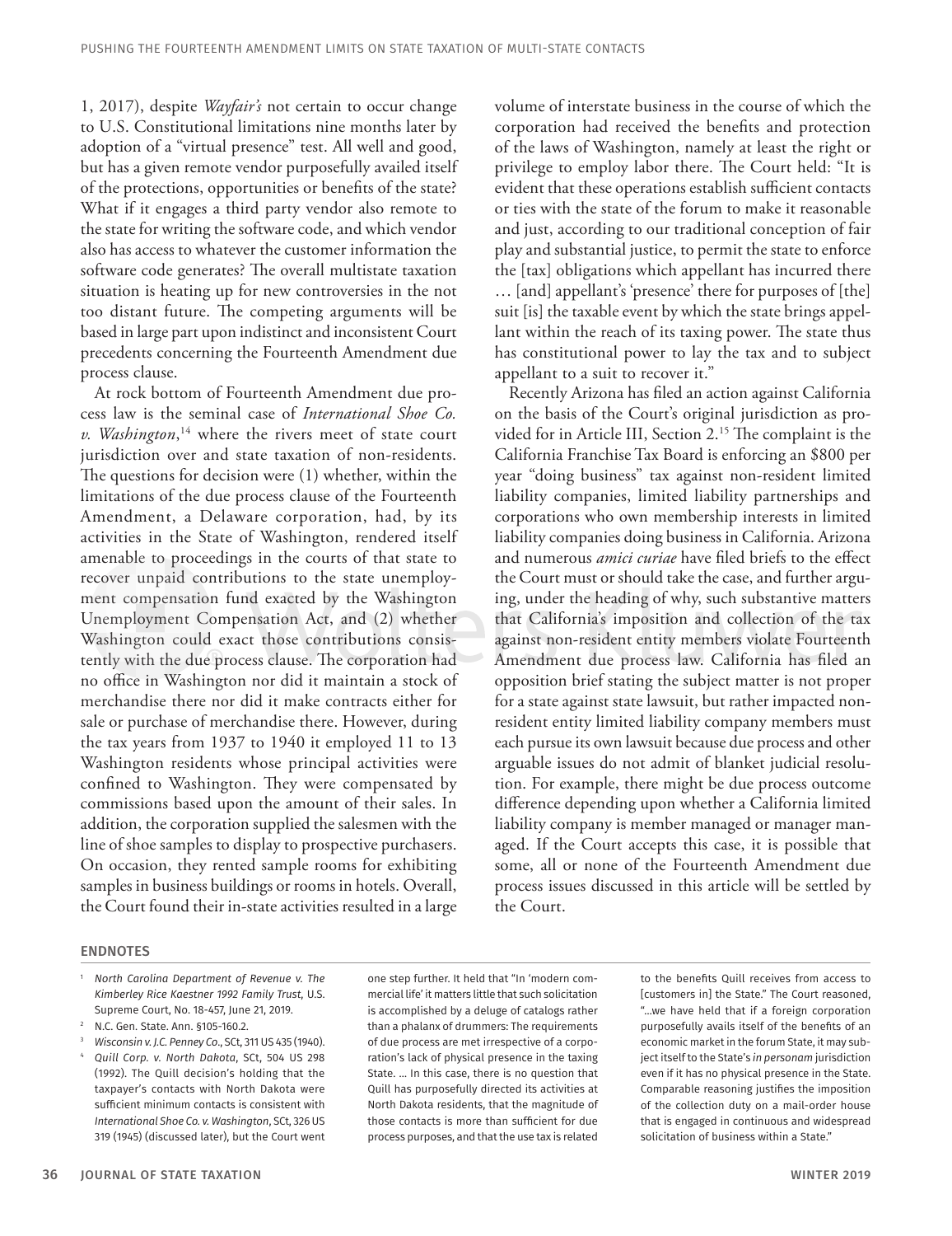1, 2017), despite *Wayfair's* not certain to occur change to U.S. Constitutional limitations nine months later by adoption of a "virtual presence" test. All well and good, but has a given remote vendor purposefully availed itself of the protections, opportunities or benefits of the state? What if it engages a third party vendor also remote to the state for writing the software code, and which vendor also has access to whatever the customer information the software code generates? The overall multistate taxation situation is heating up for new controversies in the not too distant future. The competing arguments will be based in large part upon indistinct and inconsistent Court precedents concerning the Fourteenth Amendment due process clause.

At rock bottom of Fourteenth Amendment due process law is the seminal case of *International Shoe Co. v. Washington*,[14] where the rivers meet of state court jurisdiction over and state taxation of non-residents. The questions for decision were (1) whether, within the limitations of the due process clause of the Fourteenth Amendment, a Delaware corporation, had, by its activities in the State of Washington, rendered itself amenable to proceedings in the courts of that state to recover unpaid contributions to the state unemployment compensation fund exacted by the Washington Unemployment Compensation Act, and (2) whether Washington could exact those contributions consistently with the due process clause. The corporation had no office in Washington nor did it maintain a stock of merchandise there nor did it make contracts either for sale or purchase of merchandise there. However, during the tax years from 1937 to 1940 it employed 11 to 13 Washington residents whose principal activities were confined to Washington. They were compensated by commissions based upon the amount of their sales. In addition, the corporation supplied the salesmen with the line of shoe samples to display to prospective purchasers. On occasion, they rented sample rooms for exhibiting samples in business buildings or rooms in hotels. Overall, the Court found their in-state activities resulted in a large volume of interstate business in the course of which the corporation had received the benefits and protection of the laws of Washington, namely at least the right or privilege to employ labor there. The Court held: "It is evident that these operations establish sufficient contacts or ties with the state of the forum to make it reasonable and just, according to our traditional conception of fair play and substantial justice, to permit the state to enforce the [tax] obligations which appellant has incurred there … [and] appellant's 'presence' there for purposes of [the] suit [is] the taxable event by which the state brings appellant within the reach of its taxing power. The state thus has constitutional power to lay the tax and to subject appellant to a suit to recover it."

Recently Arizona has filed an action against California on the basis of the Court's original jurisdiction as provided for in Article III, Section 2.[15] The complaint is the California Franchise Tax Board is enforcing an $800 per year "doing business" tax against non-resident limited liability companies, limited liability partnerships and corporations who own membership interests in limited liability companies doing business in California. Arizona and numerous *amici curiae* have filed briefs to the effect the Court must or should take the case, and further arguing, under the heading of why, such substantive matters that California's imposition and collection of the tax against non-resident entity members violate Fourteenth Amendment due process law. California has filed an opposition brief stating the subject matter is not proper for a state against state lawsuit, but rather impacted non-resident entity limited liability company members must each pursue its own lawsuit because due process and other arguable issues do not admit of blanket judicial resolution. For example, there might be due process outcome difference depending upon whether a California limited liability company is member managed or manager managed. If the Court accepts this case, it is possible that some, all or none of the Fourteenth Amendment due process issues discussed in this article will be settled by the Court.

## ENDNOTES

1. *North Carolina Department of Revenue v. The Kimberley Rice Kaestner 1992 Family Trust*, U.S. Supreme Court, No. 18-457, June 21, 2019.
2. N.C. Gen. State. Ann. §105-160.2.
3. *Wisconsin v. J.C. Penney Co.*, SCt, 311 US 435 (1940).
4. *Quill Corp. v. North Dakota*, SCt, 504 US 298 (1992). The Quill decision's holding that the taxpayer's contacts with North Dakota were sufficient minimum contacts is consistent with *International Shoe Co. v. Washington*, SCt, 326 US 319 (1945) (discussed later), but the Court went one step further. It held that "In 'modern commercial life' it matters little that such solicitation is accomplished by a deluge of catalogs rather than a phalanx of drummers: The requirements of due process are met irrespective of a corporation's lack of physical presence in the taxing State. … In this case, there is no question that Quill has purposefully directed its activities at North Dakota residents, that the magnitude of those contacts is more than sufficient for due process purposes, and that the use tax is related to the benefits Quill receives from access to [customers in] the State." The Court reasoned, "…we have held that if a foreign corporation purposefully avails itself of the benefits of an economic market in the forum State, it may subject itself to the State's *in personam* jurisdiction even if it has no physical presence in the State. Comparable reasoning justifies the imposition of the collection duty on a mail-order house that is engaged in continuous and widespread solicitation of business within a State."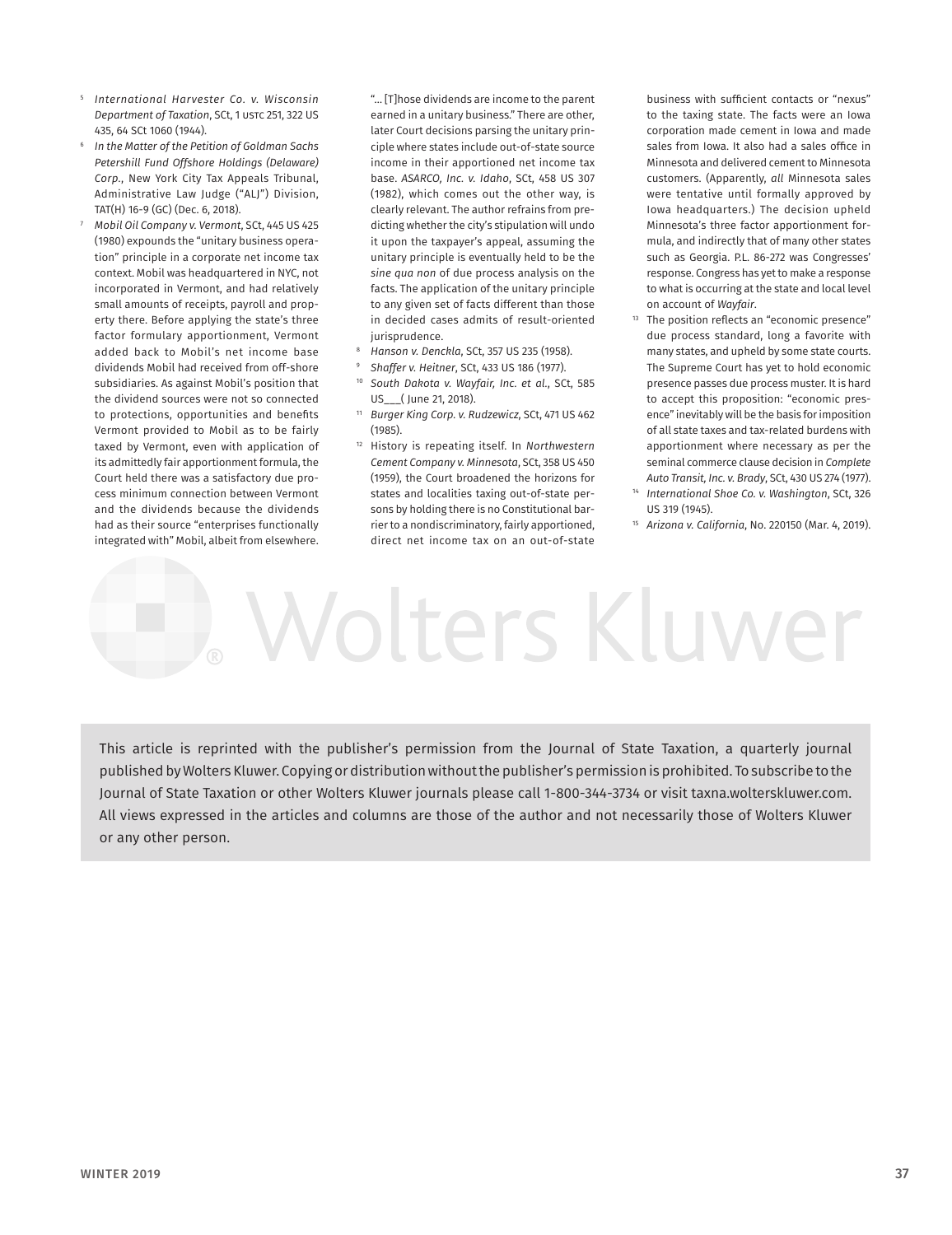5. *International Harvester Co. v. Wisconsin Department of Taxation*, SCt, 1 USTC 251, 322 US 435, 64 SCt 1060 (1944).
6. *In the Matter of the Petition of Goldman Sachs Petershill Fund Offshore Holdings (Delaware) Corp.*, New York City Tax Appeals Tribunal, Administrative Law Judge ("ALJ") Division, TAT(H) 16-9 (GC) (Dec. 6, 2018).
7. *Mobil Oil Company v. Vermont*, SCt, 445 US 425 (1980) expounds the "unitary business operation" principle in a corporate net income tax context. Mobil was headquartered in NYC, not incorporated in Vermont, and had relatively small amounts of receipts, payroll and property there. Before applying the state's three factor formulary apportionment, Vermont added back to Mobil's net income base dividends Mobil had received from off-shore subsidiaries. As against Mobil's position that the dividend sources were not so connected to protections, opportunities and benefits Vermont provided to Mobil as to be fairly taxed by Vermont, even with application of its admittedly fair apportionment formula, the Court held there was a satisfactory due process minimum connection between Vermont and the dividends because the dividends had as their source "enterprises functionally integrated with" Mobil, albeit from elsewhere. "... [T]hose dividends are income to the parent earned in a unitary business." There are other, later Court decisions parsing the unitary principle where states include out-of-state source income in their apportioned net income tax base. *ASARCO, Inc. v. Idaho*, SCt, 458 US 307 (1982), which comes out the other way, is clearly relevant. The author refrains from predicting whether the city's stipulation will undo it upon the taxpayer's appeal, assuming the unitary principle is eventually held to be the *sine qua non* of due process analysis on the facts. The application of the unitary principle to any given set of facts different than those in decided cases admits of result-oriented jurisprudence.
8. *Hanson v. Denckla*, SCt, 357 US 235 (1958).
9. *Shaffer v. Heitner*, SCt, 433 US 186 (1977).
10. *South Dakota v. Wayfair, Inc. et al.*, SCt, 585 US___( June 21, 2018).
11. *Burger King Corp. v. Rudzewicz*, SCt, 471 US 462 (1985).
12. History is repeating itself. In *Northwestern Cement Company v. Minnesota*, SCt, 358 US 450 (1959), the Court broadened the horizons for states and localities taxing out-of-state persons by holding there is no Constitutional barrier to a nondiscriminatory, fairly apportioned, direct net income tax on an out-of-state business with sufficient contacts or "nexus" to the taxing state. The facts were an Iowa corporation made cement in Iowa and made sales from Iowa. It also had a sales office in Minnesota and delivered cement to Minnesota customers. (Apparently, *all* Minnesota sales were tentative until formally approved by Iowa headquarters.) The decision upheld Minnesota's three factor apportionment formula, and indirectly that of many other states such as Georgia. P.L. 86-272 was Congresses' response. Congress has yet to make a response to what is occurring at the state and local level on account of *Wayfair*.
13. The position reflects an "economic presence" due process standard, long a favorite with many states, and upheld by some state courts. The Supreme Court has yet to hold economic presence passes due process muster. It is hard to accept this proposition: "economic presence" inevitably will be the basis for imposition of all state taxes and tax-related burdens with apportionment where necessary as per the seminal commerce clause decision in *Complete Auto Transit, Inc. v. Brady*, SCt, 430 US 274 (1977).
14. *International Shoe Co. v. Washington*, SCt, 326 US 319 (1945).
15. *Arizona v. California*, No. 220150 (Mar. 4, 2019).

Wolters Kluwer

This article is reprinted with the publisher's permission from the Journal of State Taxation, a quarterly journal published by Wolters Kluwer. Copying or distribution without the publisher's permission is prohibited. To subscribe to the Journal of State Taxation or other Wolters Kluwer journals please call 1-800-344-3734 or visit taxna.wolterskluwer.com. All views expressed in the articles and columns are those of the author and not necessarily those of Wolters Kluwer or any other person.